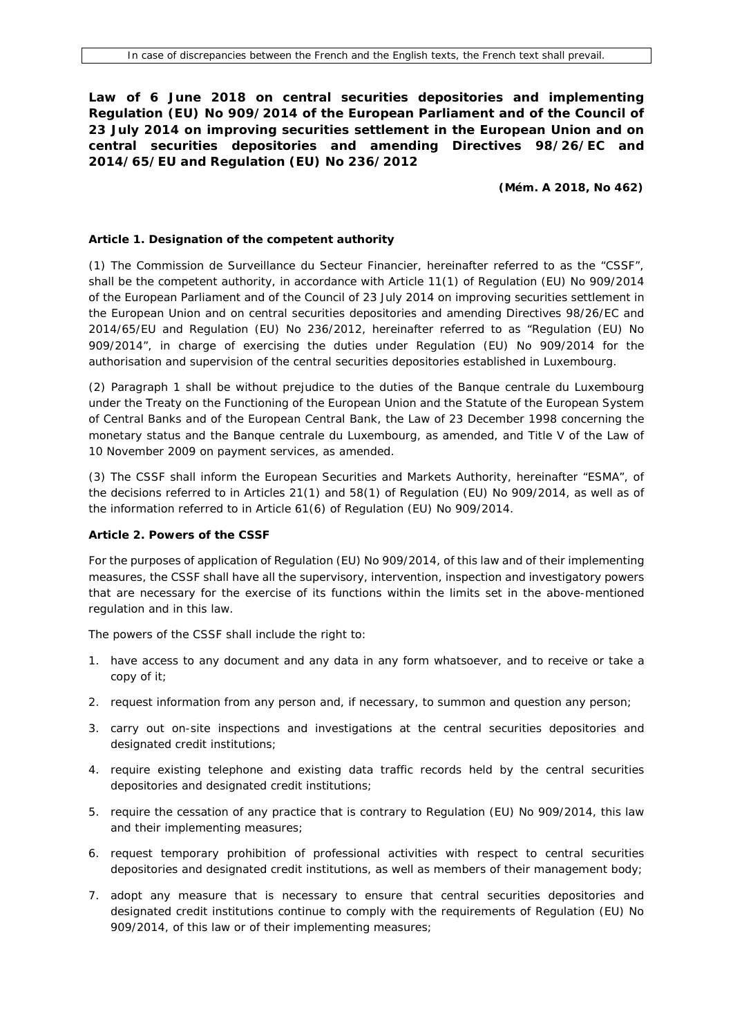In case of discrepancies between the French and the English texts, the French text shall prevail.

# Law of 6 June 2018 on central securities depositories and implementing Regulation (EU) No 909/2014 of the European Parliament and of the Council of 23 July 2014 on improving securities settlement in the European Union and on central securities depositories and amending Directives 98/26/EC and 2014/65/EU and Regulation (EU) No 236/2012

**(Mém. A 2018, No 462)**

## Article 1. Designation of the competent authority

(1) The Commission de Surveillance du Secteur Financier, hereinafter referred to as the "CSSF", shall be the competent authority, in accordance with Article 11(1) of Regulation (EU) No 909/2014 of the European Parliament and of the Council of 23 July 2014 on improving securities settlement in the European Union and on central securities depositories and amending Directives 98/26/EC and 2014/65/EU and Regulation (EU) No 236/2012, hereinafter referred to as "Regulation (EU) No 909/2014", in charge of exercising the duties under Regulation (EU) No 909/2014 for the authorisation and supervision of the central securities depositories established in Luxembourg.

(2) Paragraph 1 shall be without prejudice to the duties of the Banque centrale du Luxembourg under the Treaty on the Functioning of the European Union and the Statute of the European System of Central Banks and of the European Central Bank, the Law of 23 December 1998 concerning the monetary status and the Banque centrale du Luxembourg, as amended, and Title V of the Law of 10 November 2009 on payment services, as amended.

(3) The CSSF shall inform the European Securities and Markets Authority, hereinafter "ESMA", of the decisions referred to in Articles 21(1) and 58(1) of Regulation (EU) No 909/2014, as well as of the information referred to in Article 61(6) of Regulation (EU) No 909/2014.

## Article 2. Powers of the CSSF

For the purposes of application of Regulation (EU) No 909/2014, of this law and of their implementing measures, the CSSF shall have all the supervisory, intervention, inspection and investigatory powers that are necessary for the exercise of its functions within the limits set in the above-mentioned regulation and in this law.

The powers of the CSSF shall include the right to:

1. have access to any document and any data in any form whatsoever, and to receive or take a copy of it;
2. request information from any person and, if necessary, to summon and question any person;
3. carry out on-site inspections and investigations at the central securities depositories and designated credit institutions;
4. require existing telephone and existing data traffic records held by the central securities depositories and designated credit institutions;
5. require the cessation of any practice that is contrary to Regulation (EU) No 909/2014, this law and their implementing measures;
6. request temporary prohibition of professional activities with respect to central securities depositories and designated credit institutions, as well as members of their management body;
7. adopt any measure that is necessary to ensure that central securities depositories and designated credit institutions continue to comply with the requirements of Regulation (EU) No 909/2014, of this law or of their implementing measures;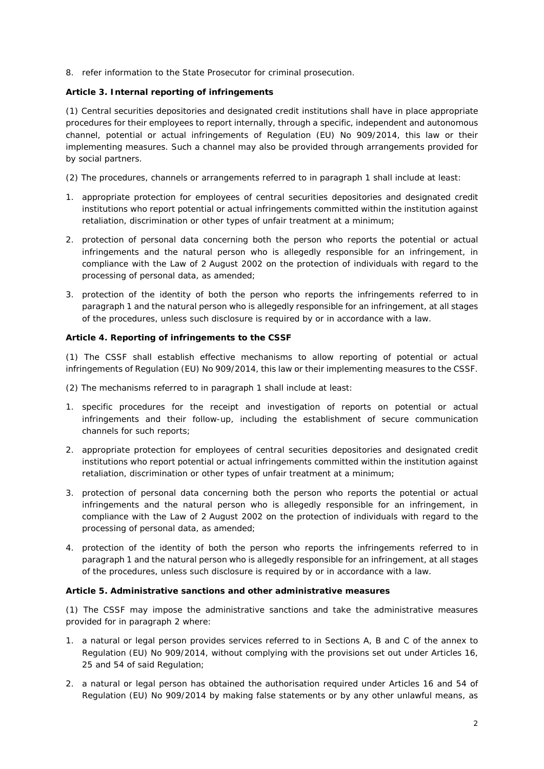8. refer information to the State Prosecutor for criminal prosecution.

**Article 3. Internal reporting of infringements**

(1) Central securities depositories and designated credit institutions shall have in place appropriate procedures for their employees to report internally, through a specific, independent and autonomous channel, potential or actual infringements of Regulation (EU) No 909/2014, this law or their implementing measures. Such a channel may also be provided through arrangements provided for by social partners.

(2) The procedures, channels or arrangements referred to in paragraph 1 shall include at least:

1. appropriate protection for employees of central securities depositories and designated credit institutions who report potential or actual infringements committed within the institution against retaliation, discrimination or other types of unfair treatment at a minimum;
2. protection of personal data concerning both the person who reports the potential or actual infringements and the natural person who is allegedly responsible for an infringement, in compliance with the Law of 2 August 2002 on the protection of individuals with regard to the processing of personal data, as amended;
3. protection of the identity of both the person who reports the infringements referred to in paragraph 1 and the natural person who is allegedly responsible for an infringement, at all stages of the procedures, unless such disclosure is required by or in accordance with a law.

**Article 4. Reporting of infringements to the CSSF**

(1) The CSSF shall establish effective mechanisms to allow reporting of potential or actual infringements of Regulation (EU) No 909/2014, this law or their implementing measures to the CSSF.

(2) The mechanisms referred to in paragraph 1 shall include at least:

1. specific procedures for the receipt and investigation of reports on potential or actual infringements and their follow-up, including the establishment of secure communication channels for such reports;
2. appropriate protection for employees of central securities depositories and designated credit institutions who report potential or actual infringements committed within the institution against retaliation, discrimination or other types of unfair treatment at a minimum;
3. protection of personal data concerning both the person who reports the potential or actual infringements and the natural person who is allegedly responsible for an infringement, in compliance with the Law of 2 August 2002 on the protection of individuals with regard to the processing of personal data, as amended;
4. protection of the identity of both the person who reports the infringements referred to in paragraph 1 and the natural person who is allegedly responsible for an infringement, at all stages of the procedures, unless such disclosure is required by or in accordance with a law.

**Article 5. Administrative sanctions and other administrative measures**

(1) The CSSF may impose the administrative sanctions and take the administrative measures provided for in paragraph 2 where:

1. a natural or legal person provides services referred to in Sections A, B and C of the annex to Regulation (EU) No 909/2014, without complying with the provisions set out under Articles 16, 25 and 54 of said Regulation;
2. a natural or legal person has obtained the authorisation required under Articles 16 and 54 of Regulation (EU) No 909/2014 by making false statements or by any other unlawful means, as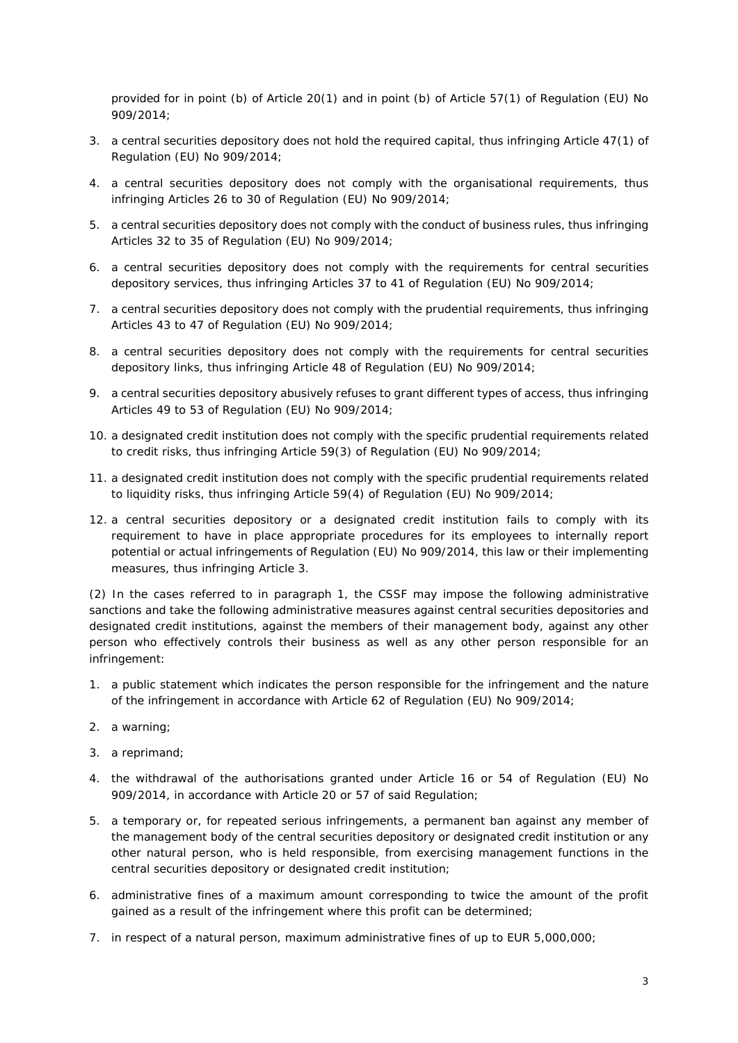provided for in point (b) of Article 20(1) and in point (b) of Article 57(1) of Regulation (EU) No 909/2014;

3. a central securities depository does not hold the required capital, thus infringing Article 47(1) of Regulation (EU) No 909/2014;

4. a central securities depository does not comply with the organisational requirements, thus infringing Articles 26 to 30 of Regulation (EU) No 909/2014;

5. a central securities depository does not comply with the conduct of business rules, thus infringing Articles 32 to 35 of Regulation (EU) No 909/2014;

6. a central securities depository does not comply with the requirements for central securities depository services, thus infringing Articles 37 to 41 of Regulation (EU) No 909/2014;

7. a central securities depository does not comply with the prudential requirements, thus infringing Articles 43 to 47 of Regulation (EU) No 909/2014;

8. a central securities depository does not comply with the requirements for central securities depository links, thus infringing Article 48 of Regulation (EU) No 909/2014;

9. a central securities depository abusively refuses to grant different types of access, thus infringing Articles 49 to 53 of Regulation (EU) No 909/2014;

10. a designated credit institution does not comply with the specific prudential requirements related to credit risks, thus infringing Article 59(3) of Regulation (EU) No 909/2014;

11. a designated credit institution does not comply with the specific prudential requirements related to liquidity risks, thus infringing Article 59(4) of Regulation (EU) No 909/2014;

12. a central securities depository or a designated credit institution fails to comply with its requirement to have in place appropriate procedures for its employees to internally report potential or actual infringements of Regulation (EU) No 909/2014, this law or their implementing measures, thus infringing Article 3.

(2) In the cases referred to in paragraph 1, the CSSF may impose the following administrative sanctions and take the following administrative measures against central securities depositories and designated credit institutions, against the members of their management body, against any other person who effectively controls their business as well as any other person responsible for an infringement:

1. a public statement which indicates the person responsible for the infringement and the nature of the infringement in accordance with Article 62 of Regulation (EU) No 909/2014;

2. a warning;

3. a reprimand;

4. the withdrawal of the authorisations granted under Article 16 or 54 of Regulation (EU) No 909/2014, in accordance with Article 20 or 57 of said Regulation;

5. a temporary or, for repeated serious infringements, a permanent ban against any member of the management body of the central securities depository or designated credit institution or any other natural person, who is held responsible, from exercising management functions in the central securities depository or designated credit institution;

6. administrative fines of a maximum amount corresponding to twice the amount of the profit gained as a result of the infringement where this profit can be determined;

7. in respect of a natural person, maximum administrative fines of up to EUR 5,000,000;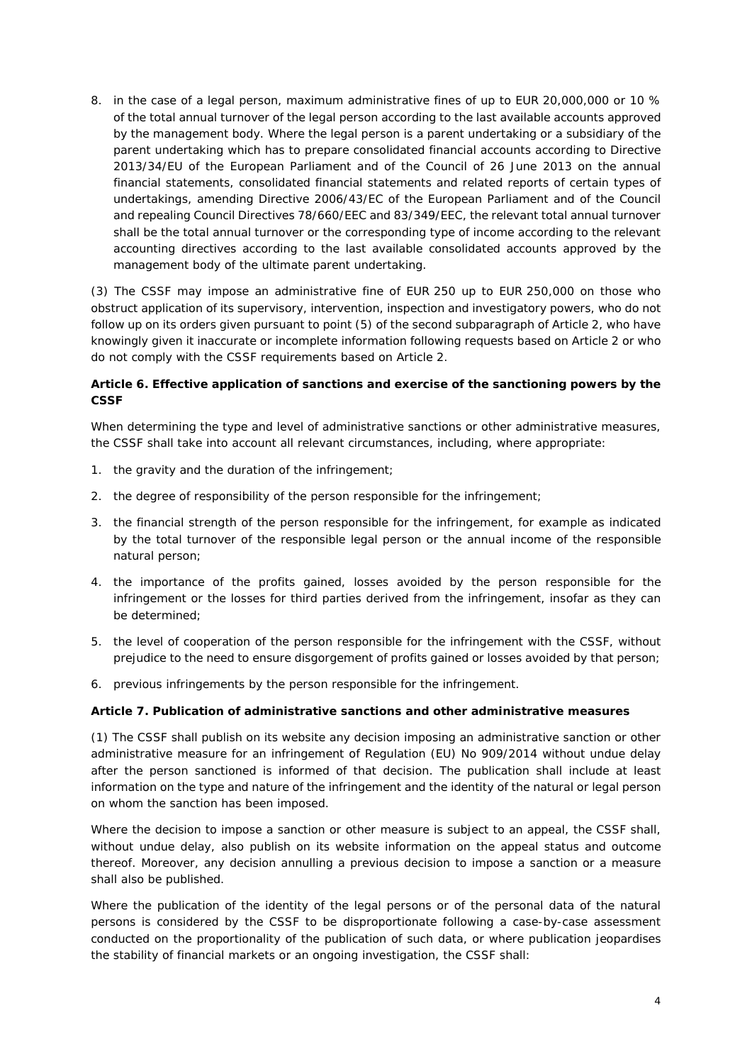8. in the case of a legal person, maximum administrative fines of up to EUR 20,000,000 or 10 % of the total annual turnover of the legal person according to the last available accounts approved by the management body. Where the legal person is a parent undertaking or a subsidiary of the parent undertaking which has to prepare consolidated financial accounts according to Directive 2013/34/EU of the European Parliament and of the Council of 26 June 2013 on the annual financial statements, consolidated financial statements and related reports of certain types of undertakings, amending Directive 2006/43/EC of the European Parliament and of the Council and repealing Council Directives 78/660/EEC and 83/349/EEC, the relevant total annual turnover shall be the total annual turnover or the corresponding type of income according to the relevant accounting directives according to the last available consolidated accounts approved by the management body of the ultimate parent undertaking.

(3) The CSSF may impose an administrative fine of EUR 250 up to EUR 250,000 on those who obstruct application of its supervisory, intervention, inspection and investigatory powers, who do not follow up on its orders given pursuant to point (5) of the second subparagraph of Article 2, who have knowingly given it inaccurate or incomplete information following requests based on Article 2 or who do not comply with the CSSF requirements based on Article 2.

**Article 6. Effective application of sanctions and exercise of the sanctioning powers by the CSSF**

When determining the type and level of administrative sanctions or other administrative measures, the CSSF shall take into account all relevant circumstances, including, where appropriate:

1. the gravity and the duration of the infringement;
2. the degree of responsibility of the person responsible for the infringement;
3. the financial strength of the person responsible for the infringement, for example as indicated by the total turnover of the responsible legal person or the annual income of the responsible natural person;
4. the importance of the profits gained, losses avoided by the person responsible for the infringement or the losses for third parties derived from the infringement, insofar as they can be determined;
5. the level of cooperation of the person responsible for the infringement with the CSSF, without prejudice to the need to ensure disgorgement of profits gained or losses avoided by that person;
6. previous infringements by the person responsible for the infringement.

**Article 7. Publication of administrative sanctions and other administrative measures**

(1) The CSSF shall publish on its website any decision imposing an administrative sanction or other administrative measure for an infringement of Regulation (EU) No 909/2014 without undue delay after the person sanctioned is informed of that decision. The publication shall include at least information on the type and nature of the infringement and the identity of the natural or legal person on whom the sanction has been imposed.

Where the decision to impose a sanction or other measure is subject to an appeal, the CSSF shall, without undue delay, also publish on its website information on the appeal status and outcome thereof. Moreover, any decision annulling a previous decision to impose a sanction or a measure shall also be published.

Where the publication of the identity of the legal persons or of the personal data of the natural persons is considered by the CSSF to be disproportionate following a case-by-case assessment conducted on the proportionality of the publication of such data, or where publication jeopardises the stability of financial markets or an ongoing investigation, the CSSF shall: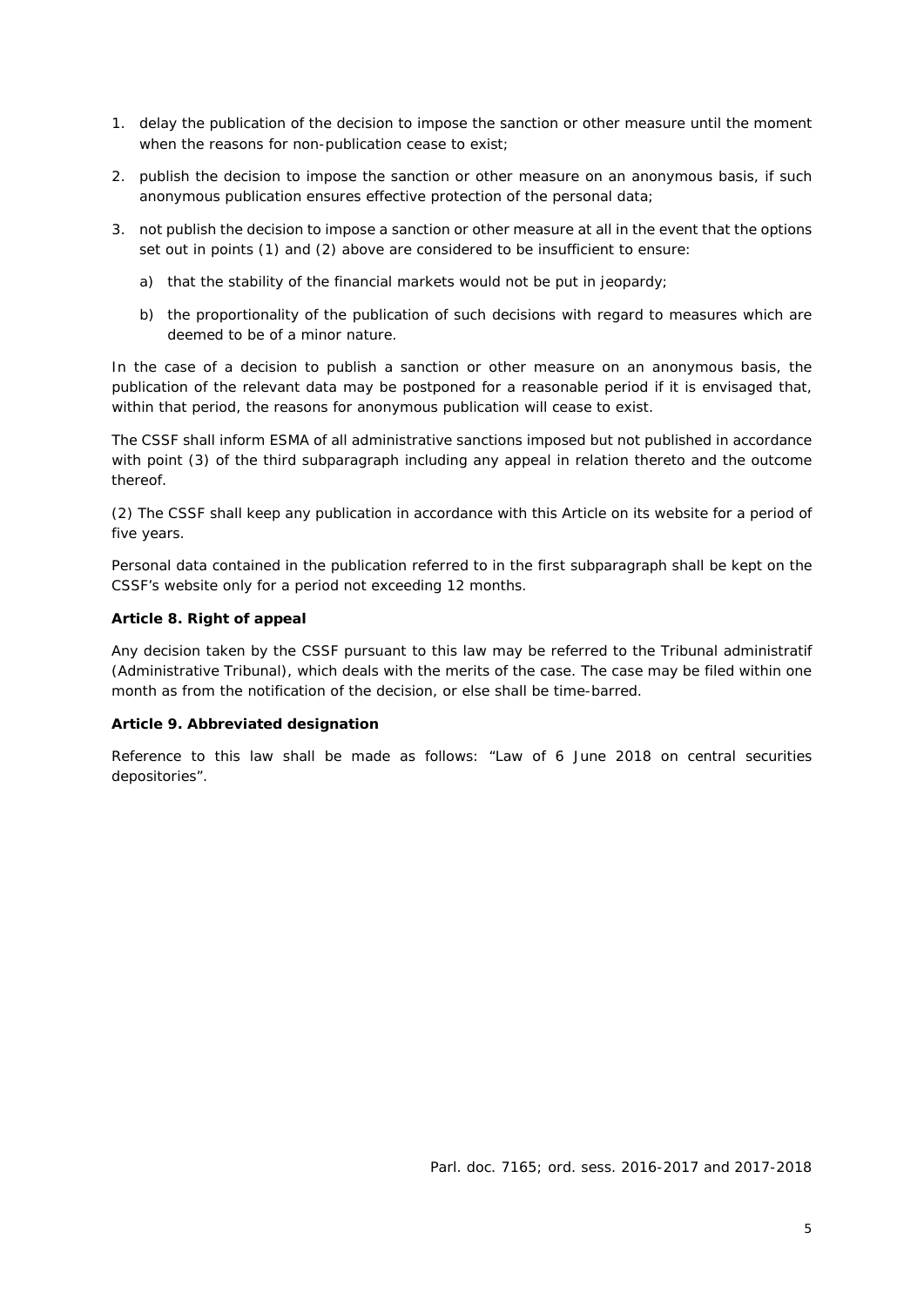1. delay the publication of the decision to impose the sanction or other measure until the moment when the reasons for non-publication cease to exist;
2. publish the decision to impose the sanction or other measure on an anonymous basis, if such anonymous publication ensures effective protection of the personal data;
3. not publish the decision to impose a sanction or other measure at all in the event that the options set out in points (1) and (2) above are considered to be insufficient to ensure:
   a) that the stability of the financial markets would not be put in jeopardy;
   b) the proportionality of the publication of such decisions with regard to measures which are deemed to be of a minor nature.

In the case of a decision to publish a sanction or other measure on an anonymous basis, the publication of the relevant data may be postponed for a reasonable period if it is envisaged that, within that period, the reasons for anonymous publication will cease to exist.

The CSSF shall inform ESMA of all administrative sanctions imposed but not published in accordance with point (3) of the third subparagraph including any appeal in relation thereto and the outcome thereof.

(2) The CSSF shall keep any publication in accordance with this Article on its website for a period of five years.

Personal data contained in the publication referred to in the first subparagraph shall be kept on the CSSF's website only for a period not exceeding 12 months.

**Article 8. Right of appeal**

Any decision taken by the CSSF pursuant to this law may be referred to the Tribunal administratif (Administrative Tribunal), which deals with the merits of the case. The case may be filed within one month as from the notification of the decision, or else shall be time-barred.

**Article 9. Abbreviated designation**

Reference to this law shall be made as follows: "Law of 6 June 2018 on central securities depositories".

Parl. doc. 7165; ord. sess. 2016-2017 and 2017-2018